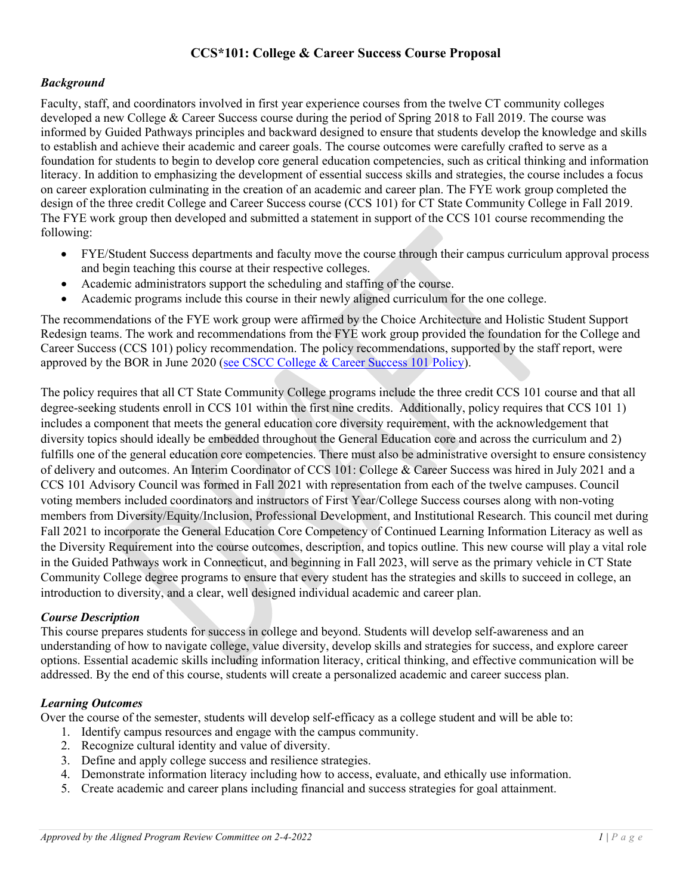# CCS*101: College & Career Success Course Proposal

### *Background*

Faculty, staff, and coordinators involved in first year experience courses from the twelve CT community colleges developed a new College & Career Success course during the period of Spring 2018 to Fall 2019. The course was informed by Guided Pathways principles and backward designed to ensure that students develop the knowledge and skills to establish and achieve their academic and career goals. The course outcomes were carefully crafted to serve as a foundation for students to begin to develop core general education competencies, such as critical thinking and information literacy. In addition to emphasizing the development of essential success skills and strategies, the course includes a focus on career exploration culminating in the creation of an academic and career plan. The FYE work group completed the design of the three credit College and Career Success course (CCS 101) for CT State Community College in Fall 2019. The FYE work group then developed and submitted a statement in support of the CCS 101 course recommending the following:

- FYE/Student Success departments and faculty move the course through their campus curriculum approval process and begin teaching this course at their respective colleges.
- Academic administrators support the scheduling and staffing of the course.
- Academic programs include this course in their newly aligned curriculum for the one college.

The recommendations of the FYE work group were affirmed by the Choice Architecture and Holistic Student Support Redesign teams. The work and recommendations from the FYE work group provided the foundation for the College and Career Success (CCS 101) policy recommendation. The policy recommendations, supported by the staff report, were approved by the BOR in June 2020 (see CSCC College & Career Success 101 Policy).

The policy requires that all CT State Community College programs include the three credit CCS 101 course and that all degree-seeking students enroll in CCS 101 within the first nine credits. Additionally, policy requires that CCS 101 1) includes a component that meets the general education core diversity requirement, with the acknowledgement that diversity topics should ideally be embedded throughout the General Education core and across the curriculum and 2) fulfills one of the general education core competencies. There must also be administrative oversight to ensure consistency of delivery and outcomes. An Interim Coordinator of CCS 101: College & Career Success was hired in July 2021 and a CCS 101 Advisory Council was formed in Fall 2021 with representation from each of the twelve campuses. Council voting members included coordinators and instructors of First Year/College Success courses along with non-voting members from Diversity/Equity/Inclusion, Professional Development, and Institutional Research. This council met during Fall 2021 to incorporate the General Education Core Competency of Continued Learning Information Literacy as well as the Diversity Requirement into the course outcomes, description, and topics outline. This new course will play a vital role in the Guided Pathways work in Connecticut, and beginning in Fall 2023, will serve as the primary vehicle in CT State Community College degree programs to ensure that every student has the strategies and skills to succeed in college, an introduction to diversity, and a clear, well designed individual academic and career plan.

### *Course Description*

This course prepares students for success in college and beyond. Students will develop self-awareness and an understanding of how to navigate college, value diversity, develop skills and strategies for success, and explore career options. Essential academic skills including information literacy, critical thinking, and effective communication will be addressed. By the end of this course, students will create a personalized academic and career success plan.

### *Learning Outcomes*

Over the course of the semester, students will develop self-efficacy as a college student and will be able to:

1. Identify campus resources and engage with the campus community.
2. Recognize cultural identity and value of diversity.
3. Define and apply college success and resilience strategies.
4. Demonstrate information literacy including how to access, evaluate, and ethically use information.
5. Create academic and career plans including financial and success strategies for goal attainment.

*Approved by the Aligned Program Review Committee on 2-4-2022*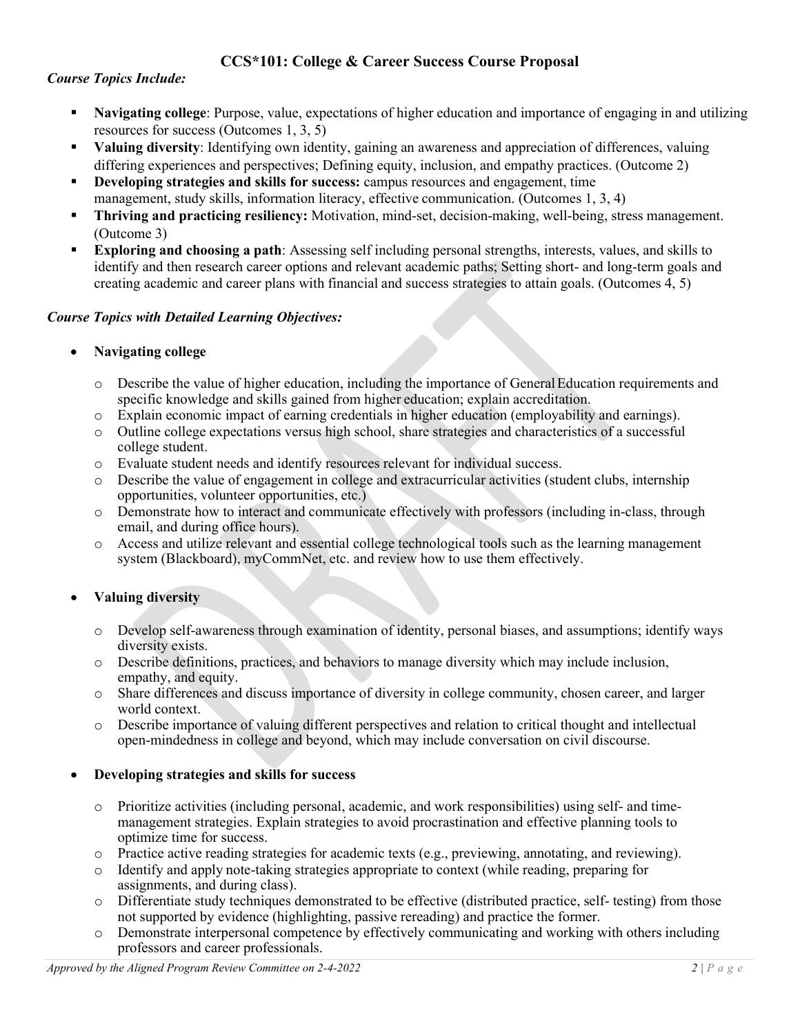## CCS*101: College & Career Success Course Proposal

***Course Topics Include:***

- **Navigating college**: Purpose, value, expectations of higher education and importance of engaging in and utilizing resources for success (Outcomes 1, 3, 5)
- **Valuing diversity**: Identifying own identity, gaining an awareness and appreciation of differences, valuing differing experiences and perspectives; Defining equity, inclusion, and empathy practices. (Outcome 2)
- **Developing strategies and skills for success:** campus resources and engagement, time management, study skills, information literacy, effective communication. (Outcomes 1, 3, 4)
- **Thriving and practicing resiliency:** Motivation, mind-set, decision-making, well-being, stress management. (Outcome 3)
- **Exploring and choosing a path**: Assessing self including personal strengths, interests, values, and skills to identify and then research career options and relevant academic paths; Setting short- and long-term goals and creating academic and career plans with financial and success strategies to attain goals. (Outcomes 4, 5)

***Course Topics with Detailed Learning Objectives:***

- **Navigating college**
  - Describe the value of higher education, including the importance of General Education requirements and specific knowledge and skills gained from higher education; explain accreditation.
  - Explain economic impact of earning credentials in higher education (employability and earnings).
  - Outline college expectations versus high school, share strategies and characteristics of a successful college student.
  - Evaluate student needs and identify resources relevant for individual success.
  - Describe the value of engagement in college and extracurricular activities (student clubs, internship opportunities, volunteer opportunities, etc.)
  - Demonstrate how to interact and communicate effectively with professors (including in-class, through email, and during office hours).
  - Access and utilize relevant and essential college technological tools such as the learning management system (Blackboard), myCommNet, etc. and review how to use them effectively.

- **Valuing diversity**
  - Develop self-awareness through examination of identity, personal biases, and assumptions; identify ways diversity exists.
  - Describe definitions, practices, and behaviors to manage diversity which may include inclusion, empathy, and equity.
  - Share differences and discuss importance of diversity in college community, chosen career, and larger world context.
  - Describe importance of valuing different perspectives and relation to critical thought and intellectual open-mindedness in college and beyond, which may include conversation on civil discourse.

- **Developing strategies and skills for success**
  - Prioritize activities (including personal, academic, and work responsibilities) using self- and time-management strategies. Explain strategies to avoid procrastination and effective planning tools to optimize time for success.
  - Practice active reading strategies for academic texts (e.g., previewing, annotating, and reviewing).
  - Identify and apply note-taking strategies appropriate to context (while reading, preparing for assignments, and during class).
  - Differentiate study techniques demonstrated to be effective (distributed practice, self- testing) from those not supported by evidence (highlighting, passive rereading) and practice the former.
  - Demonstrate interpersonal competence by effectively communicating and working with others including professors and career professionals.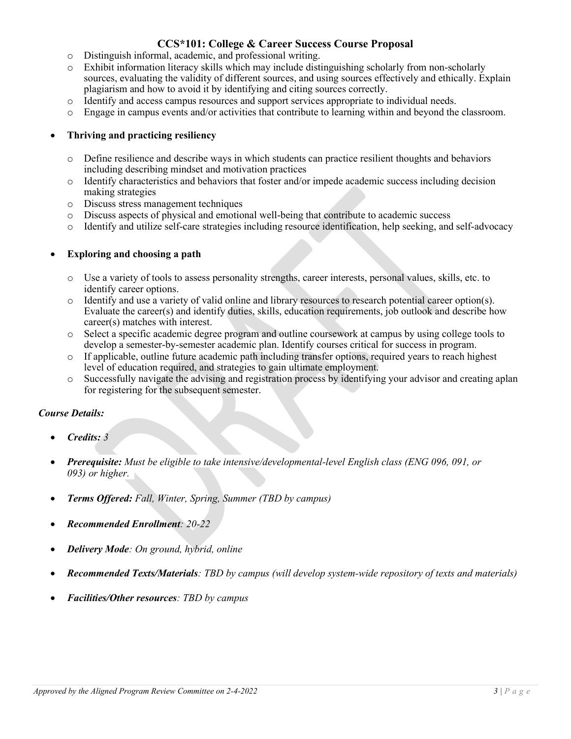- Distinguish informal, academic, and professional writing.
- Exhibit information literacy skills which may include distinguishing scholarly from non-scholarly sources, evaluating the validity of different sources, and using sources effectively and ethically. Explain plagiarism and how to avoid it by identifying and citing sources correctly.
- Identify and access campus resources and support services appropriate to individual needs.
- Engage in campus events and/or activities that contribute to learning within and beyond the classroom.

- **Thriving and practicing resiliency**
  - Define resilience and describe ways in which students can practice resilient thoughts and behaviors including describing mindset and motivation practices
  - Identify characteristics and behaviors that foster and/or impede academic success including decision making strategies
  - Discuss stress management techniques
  - Discuss aspects of physical and emotional well-being that contribute to academic success
  - Identify and utilize self-care strategies including resource identification, help seeking, and self-advocacy

- **Exploring and choosing a path**
  - Use a variety of tools to assess personality strengths, career interests, personal values, skills, etc. to identify career options.
  - Identify and use a variety of valid online and library resources to research potential career option(s). Evaluate the career(s) and identify duties, skills, education requirements, job outlook and describe how career(s) matches with interest.
  - Select a specific academic degree program and outline coursework at campus by using college tools to develop a semester-by-semester academic plan. Identify courses critical for success in program.
  - If applicable, outline future academic path including transfer options, required years to reach highest level of education required, and strategies to gain ultimate employment.
  - Successfully navigate the advising and registration process by identifying your advisor and creating aplan for registering for the subsequent semester.

***Course Details:***

- ***Credits:*** *3*
- ***Prerequisite:*** *Must be eligible to take intensive/developmental-level English class (ENG 096, 091, or 093) or higher.*
- ***Terms Offered:*** *Fall, Winter, Spring, Summer (TBD by campus)*
- ***Recommended Enrollment****: 20-22*
- ***Delivery Mode****: On ground, hybrid, online*
- ***Recommended Texts/Materials****: TBD by campus (will develop system-wide repository of texts and materials)*
- ***Facilities/Other resources****: TBD by campus*